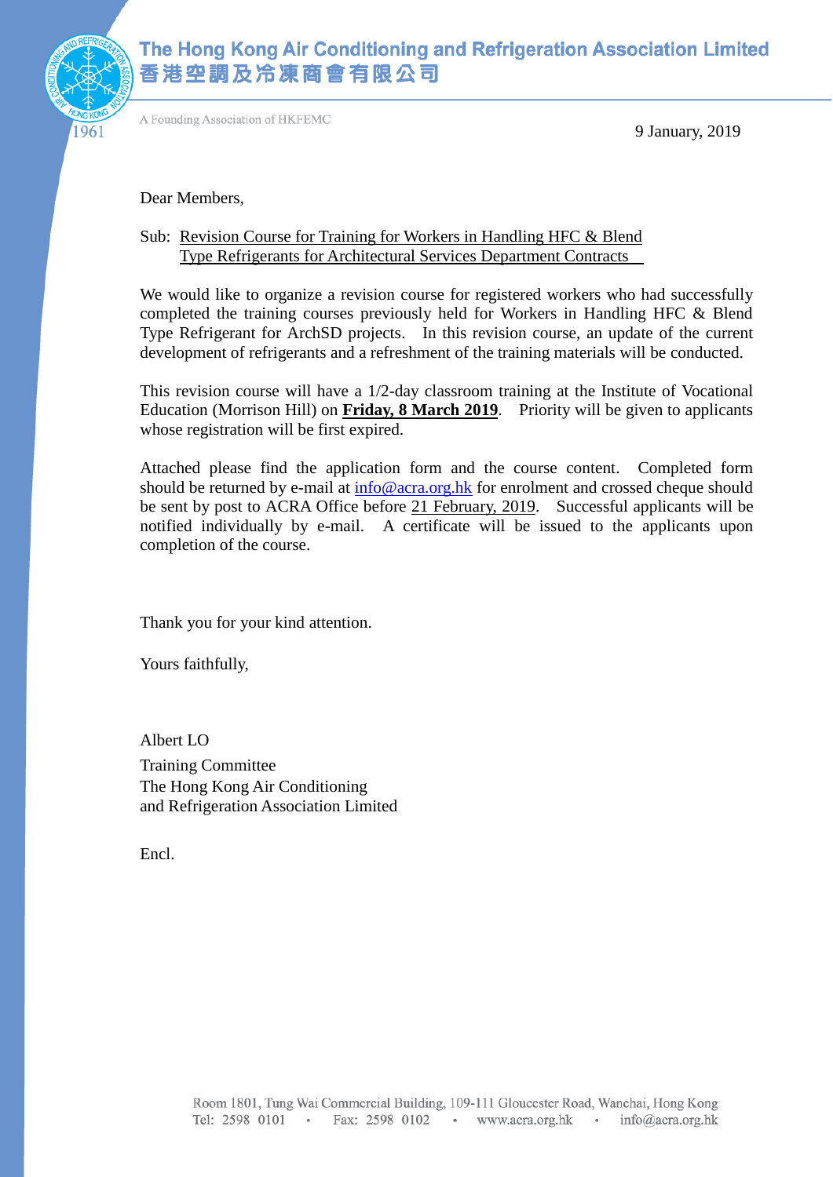# The Hong Kong Air Conditioning and Refrigeration Association Limited
# 香港空調及冷凍商會有限公司

A Founding Association of HKFEMC

1961

9 January, 2019

Dear Members,

Sub: Revision Course for Training for Workers in Handling HFC & Blend Type Refrigerants for Architectural Services Department Contracts

We would like to organize a revision course for registered workers who had successfully completed the training courses previously held for Workers in Handling HFC & Blend Type Refrigerant for ArchSD projects. In this revision course, an update of the current development of refrigerants and a refreshment of the training materials will be conducted.

This revision course will have a 1/2-day classroom training at the Institute of Vocational Education (Morrison Hill) on **Friday, 8 March 2019**. Priority will be given to applicants whose registration will be first expired.

Attached please find the application form and the course content. Completed form should be returned by e-mail at info@acra.org.hk for enrolment and crossed cheque should be sent by post to ACRA Office before 21 February, 2019. Successful applicants will be notified individually by e-mail. A certificate will be issued to the applicants upon completion of the course.

Thank you for your kind attention.

Yours faithfully,

Albert LO
Training Committee
The Hong Kong Air Conditioning
and Refrigeration Association Limited

Encl.

Room 1801, Tung Wai Commercial Building, 109-111 Gloucester Road, Wanchai, Hong Kong
Tel: 2598 0101 • Fax: 2598 0102 • www.acra.org.hk • info@acra.org.hk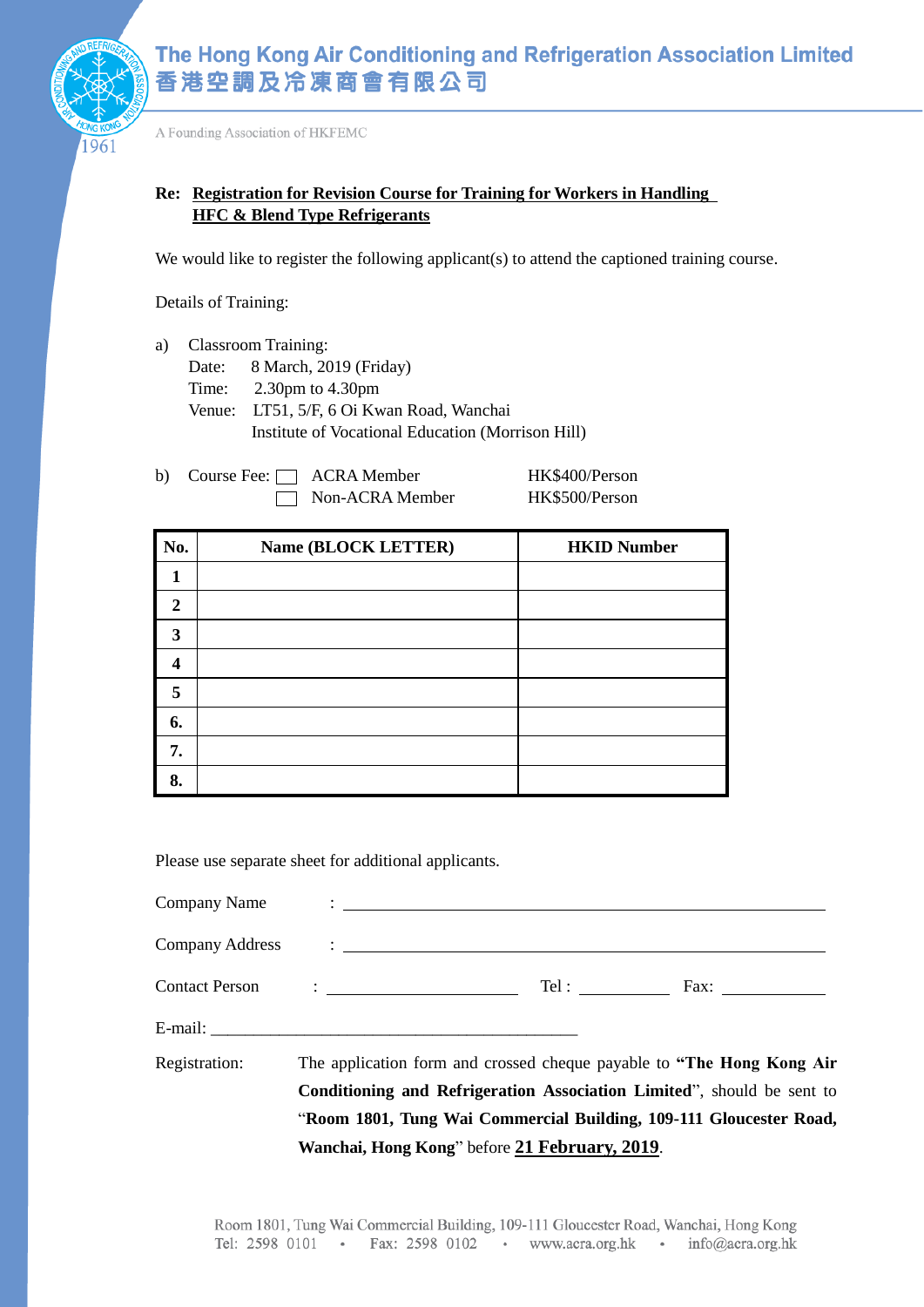**The Hong Kong Air Conditioning and Refrigeration Association Limited**
**香港空調及冷凍商會有限公司**

A Founding Association of HKFEMC

**Re: Registration for Revision Course for Training for Workers in Handling HFC & Blend Type Refrigerants**

We would like to register the following applicant(s) to attend the captioned training course.

Details of Training:

a) Classroom Training:
Date: 8 March, 2019 (Friday)
Time: 2.30pm to 4.30pm
Venue: LT51, 5/F, 6 Oi Kwan Road, Wanchai
Institute of Vocational Education (Morrison Hill)

b) Course Fee:
☐ ACRA Member HK$400/Person
☐ Non-ACRA Member HK$500/Person

| No. | Name (BLOCK LETTER) | HKID Number |
|---|---|---|
| 1 | | |
| 2 | | |
| 3 | | |
| 4 | | |
| 5 | | |
| 6. | | |
| 7. | | |
| 8. | | |

Please use separate sheet for additional applicants.

Company Name : ______________________________

Company Address : ______________________________

Contact Person : ____________________ Tel : __________ Fax: __________

E-mail: ______________________________

Registration: The application form and crossed cheque payable to **"The Hong Kong Air Conditioning and Refrigeration Association Limited**", should be sent to "**Room 1801, Tung Wai Commercial Building, 109-111 Gloucester Road, Wanchai, Hong Kong**" before **21 February, 2019**.

Room 1801, Tung Wai Commercial Building, 109-111 Gloucester Road, Wanchai, Hong Kong
Tel: 2598 0101 • Fax: 2598 0102 • www.acra.org.hk • info@acra.org.hk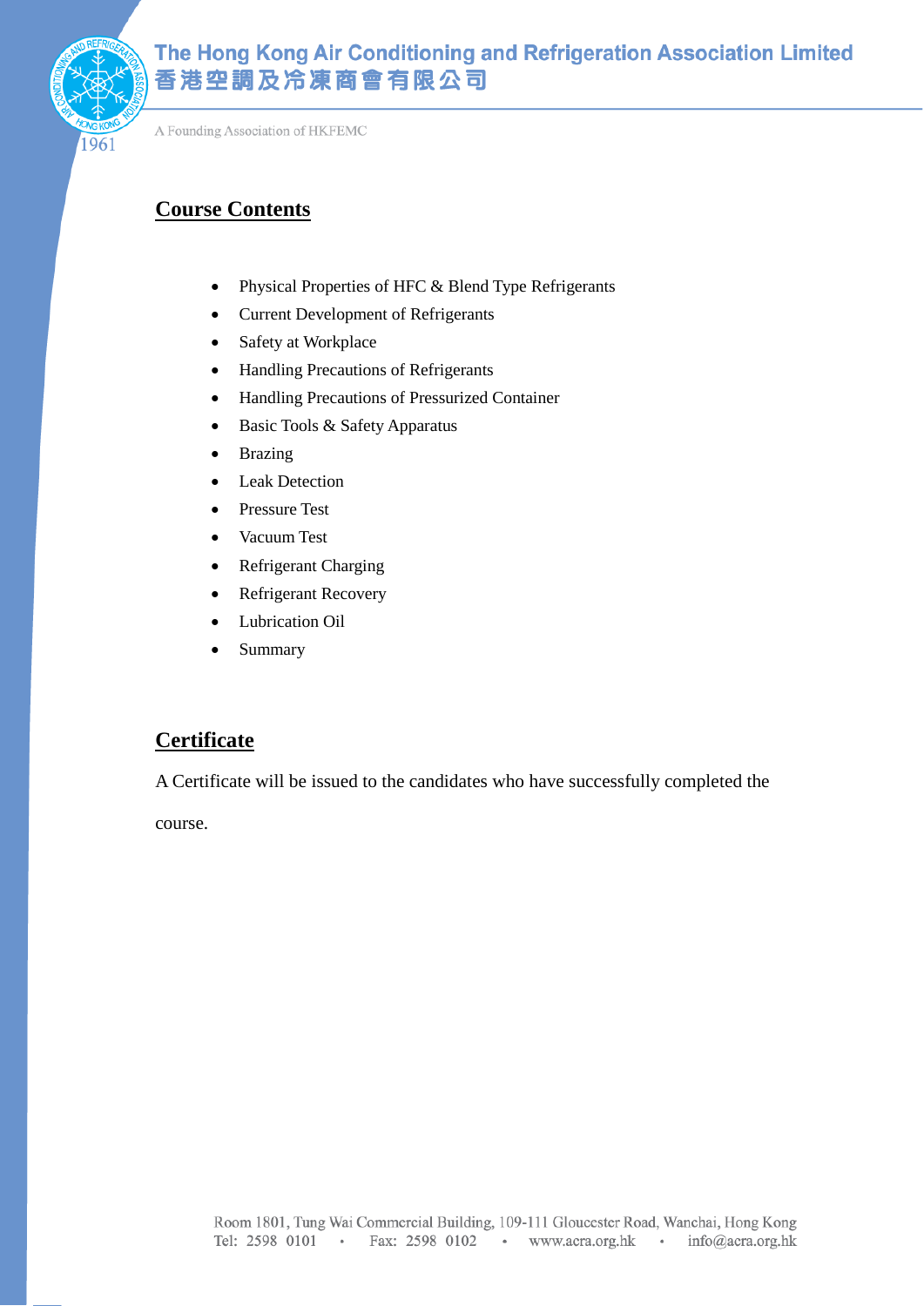## Course Contents

- Physical Properties of HFC & Blend Type Refrigerants
- Current Development of Refrigerants
- Safety at Workplace
- Handling Precautions of Refrigerants
- Handling Precautions of Pressurized Container
- Basic Tools & Safety Apparatus
- Brazing
- Leak Detection
- Pressure Test
- Vacuum Test
- Refrigerant Charging
- Refrigerant Recovery
- Lubrication Oil
- Summary

## Certificate

A Certificate will be issued to the candidates who have successfully completed the course.